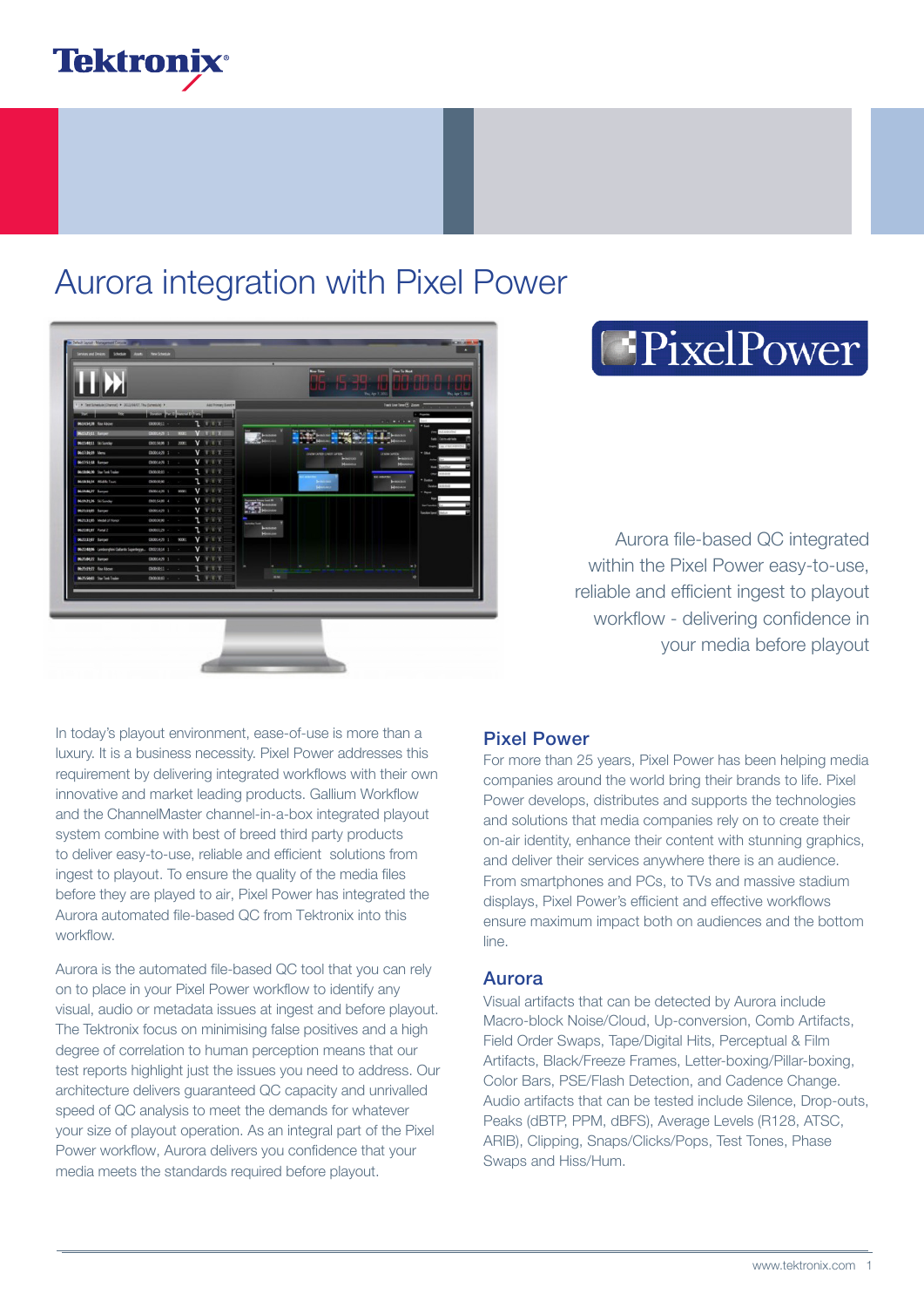# Aurora integration with Pixel Power

Aurora file-based QC integrated within the Pixel Power easy-to-use, reliable and efficient ingest to playout workflow - delivering confidence in your media before playout

In today's playout environment, ease-of-use is more than a luxury. It is a business necessity. Pixel Power addresses this requirement by delivering integrated workflows with their own innovative and market leading products. Gallium Workflow and the ChannelMaster channel-in-a-box integrated playout system combine with best of breed third party products to deliver easy-to-use, reliable and efficient solutions from ingest to playout. To ensure the quality of the media files before they are played to air, Pixel Power has integrated the Aurora automated file-based QC from Tektronix into this workflow.

Aurora is the automated file-based QC tool that you can rely on to place in your Pixel Power workflow to identify any visual, audio or metadata issues at ingest and before playout. The Tektronix focus on minimising false positives and a high degree of correlation to human perception means that our test reports highlight just the issues you need to address. Our architecture delivers guaranteed QC capacity and unrivalled speed of QC analysis to meet the demands for whatever your size of playout operation. As an integral part of the Pixel Power workflow, Aurora delivers you confidence that your media meets the standards required before playout.

## Pixel Power

For more than 25 years, Pixel Power has been helping media companies around the world bring their brands to life. Pixel Power develops, distributes and supports the technologies and solutions that media companies rely on to create their on-air identity, enhance their content with stunning graphics, and deliver their services anywhere there is an audience. From smartphones and PCs, to TVs and massive stadium displays, Pixel Power's efficient and effective workflows ensure maximum impact both on audiences and the bottom line.

## Aurora

Visual artifacts that can be detected by Aurora include Macro-block Noise/Cloud, Up-conversion, Comb Artifacts, Field Order Swaps, Tape/Digital Hits, Perceptual & Film Artifacts, Black/Freeze Frames, Letter-boxing/Pillar-boxing, Color Bars, PSE/Flash Detection, and Cadence Change. Audio artifacts that can be tested include Silence, Drop-outs, Peaks (dBTP, PPM, dBFS), Average Levels (R128, ATSC, ARIB), Clipping, Snaps/Clicks/Pops, Test Tones, Phase Swaps and Hiss/Hum.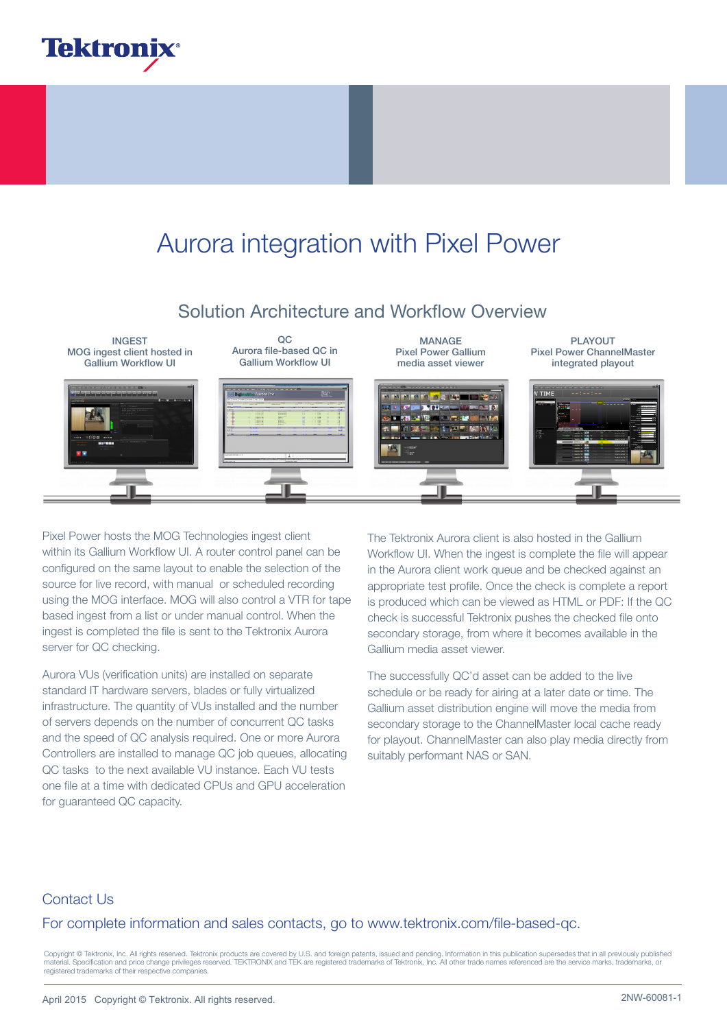# Aurora integration with Pixel Power

## Solution Architecture and Workflow Overview

INGEST
MOG ingest client hosted in Gallium Workflow UI

QC
Aurora file-based QC in Gallium Workflow UI

MANAGE
Pixel Power Gallium media asset viewer

PLAYOUT
Pixel Power ChannelMaster integrated playout

Pixel Power hosts the MOG Technologies ingest client within its Gallium Workflow UI. A router control panel can be configured on the same layout to enable the selection of the source for live record, with manual or scheduled recording using the MOG interface. MOG will also control a VTR for tape based ingest from a list or under manual control. When the ingest is completed the file is sent to the Tektronix Aurora server for QC checking.

Aurora VUs (verification units) are installed on separate standard IT hardware servers, blades or fully virtualized infrastructure. The quantity of VUs installed and the number of servers depends on the number of concurrent QC tasks and the speed of QC analysis required. One or more Aurora Controllers are installed to manage QC job queues, allocating QC tasks to the next available VU instance. Each VU tests one file at a time with dedicated CPUs and GPU acceleration for guaranteed QC capacity.

The Tektronix Aurora client is also hosted in the Gallium Workflow UI. When the ingest is complete the file will appear in the Aurora client work queue and be checked against an appropriate test profile. Once the check is complete a report is produced which can be viewed as HTML or PDF: If the QC check is successful Tektronix pushes the checked file onto secondary storage, from where it becomes available in the Gallium media asset viewer.

The successfully QC'd asset can be added to the live schedule or be ready for airing at a later date or time. The Gallium asset distribution engine will move the media from secondary storage to the ChannelMaster local cache ready for playout. ChannelMaster can also play media directly from suitably performant NAS or SAN.

## Contact Us

For complete information and sales contacts, go to www.tektronix.com/file-based-qc.

Copyright © Tektronix, Inc. All rights reserved. Tektronix products are covered by U.S. and foreign patents, issued and pending. Information in this publication supersedes that in all previously published material. Specification and price change privileges reserved. TEKTRONIX and TEK are registered trademarks of Tektronix, Inc. All other trade names referenced are the service marks, trademarks, or registered trademarks of their respective companies.

April 2015 Copyright © Tektronix. All rights reserved. 2NW-60081-1